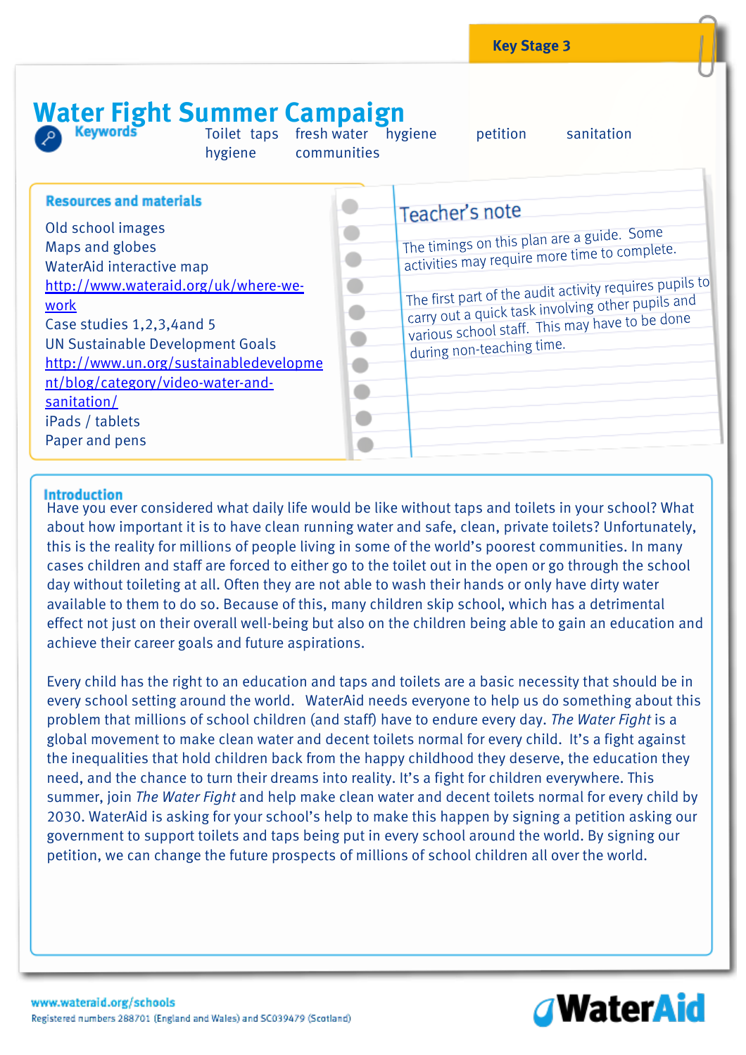Key Stage 3

# Water Fight Summer Campaign

**Keywords**

Toilet taps fresh water hygiene petition sanitation hygiene communities

## Resources and materials

Old school images
Maps and globes
WaterAid interactive map
http://www.wateraid.org/uk/where-we-work
Case studies 1,2,3,4and 5
UN Sustainable Development Goals
http://www.un.org/sustainabledevelopment/blog/category/video-water-and-sanitation/
iPads / tablets
Paper and pens

## Teacher's note

The timings on this plan are a guide. Some activities may require more time to complete.

The first part of the audit activity requires pupils to carry out a quick task involving other pupils and various school staff. This may have to be done during non-teaching time.

## Introduction

Have you ever considered what daily life would be like without taps and toilets in your school? What about how important it is to have clean running water and safe, clean, private toilets? Unfortunately, this is the reality for millions of people living in some of the world's poorest communities. In many cases children and staff are forced to either go to the toilet out in the open or go through the school day without toileting at all. Often they are not able to wash their hands or only have dirty water available to them to do so. Because of this, many children skip school, which has a detrimental effect not just on their overall well-being but also on the children being able to gain an education and achieve their career goals and future aspirations.

Every child has the right to an education and taps and toilets are a basic necessity that should be in every school setting around the world. WaterAid needs everyone to help us do something about this problem that millions of school children (and staff) have to endure every day. *The Water Fight* is a global movement to make clean water and decent toilets normal for every child. It's a fight against the inequalities that hold children back from the happy childhood they deserve, the education they need, and the chance to turn their dreams into reality. It's a fight for children everywhere. This summer, join *The Water Fight* and help make clean water and decent toilets normal for every child by 2030. WaterAid is asking for your school's help to make this happen by signing a petition asking our government to support toilets and taps being put in every school around the world. By signing our petition, we can change the future prospects of millions of school children all over the world.

www.wateraid.org/schools
Registered numbers 288701 (England and Wales) and SC039479 (Scotland)

WaterAid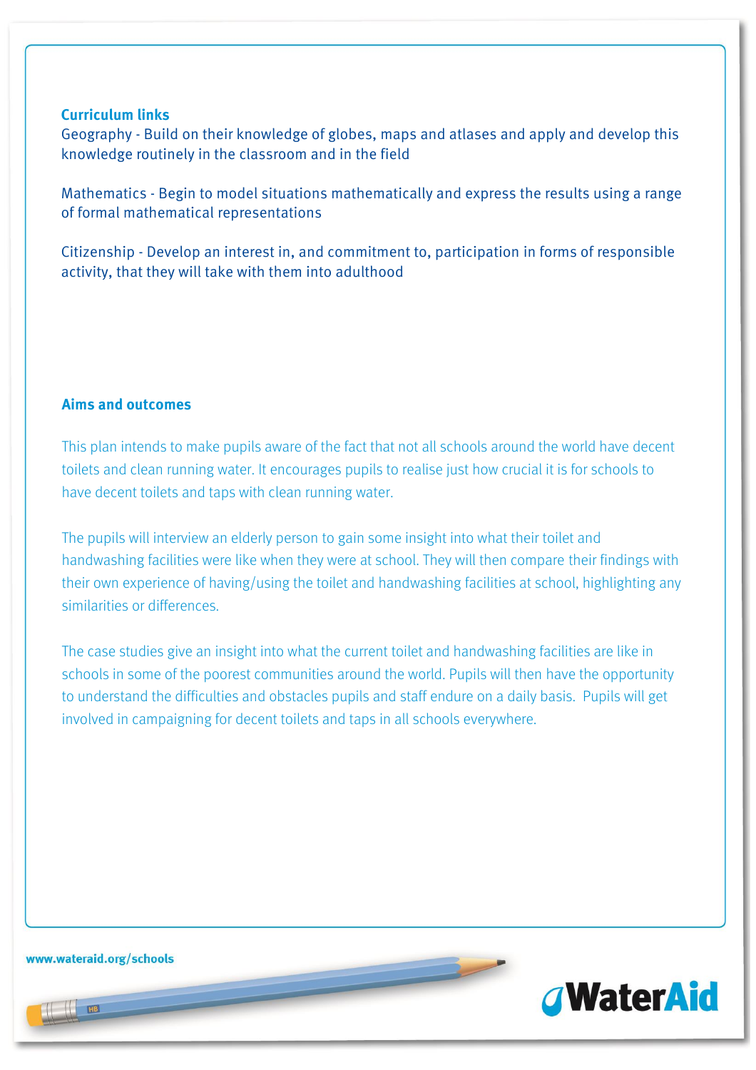## Curriculum links

Geography - Build on their knowledge of globes, maps and atlases and apply and develop this knowledge routinely in the classroom and in the field

Mathematics - Begin to model situations mathematically and express the results using a range of formal mathematical representations

Citizenship - Develop an interest in, and commitment to, participation in forms of responsible activity, that they will take with them into adulthood

## Aims and outcomes

This plan intends to make pupils aware of the fact that not all schools around the world have decent toilets and clean running water. It encourages pupils to realise just how crucial it is for schools to have decent toilets and taps with clean running water.

The pupils will interview an elderly person to gain some insight into what their toilet and handwashing facilities were like when they were at school. They will then compare their findings with their own experience of having/using the toilet and handwashing facilities at school, highlighting any similarities or differences.

The case studies give an insight into what the current toilet and handwashing facilities are like in schools in some of the poorest communities around the world. Pupils will then have the opportunity to understand the difficulties and obstacles pupils and staff endure on a daily basis. Pupils will get involved in campaigning for decent toilets and taps in all schools everywhere.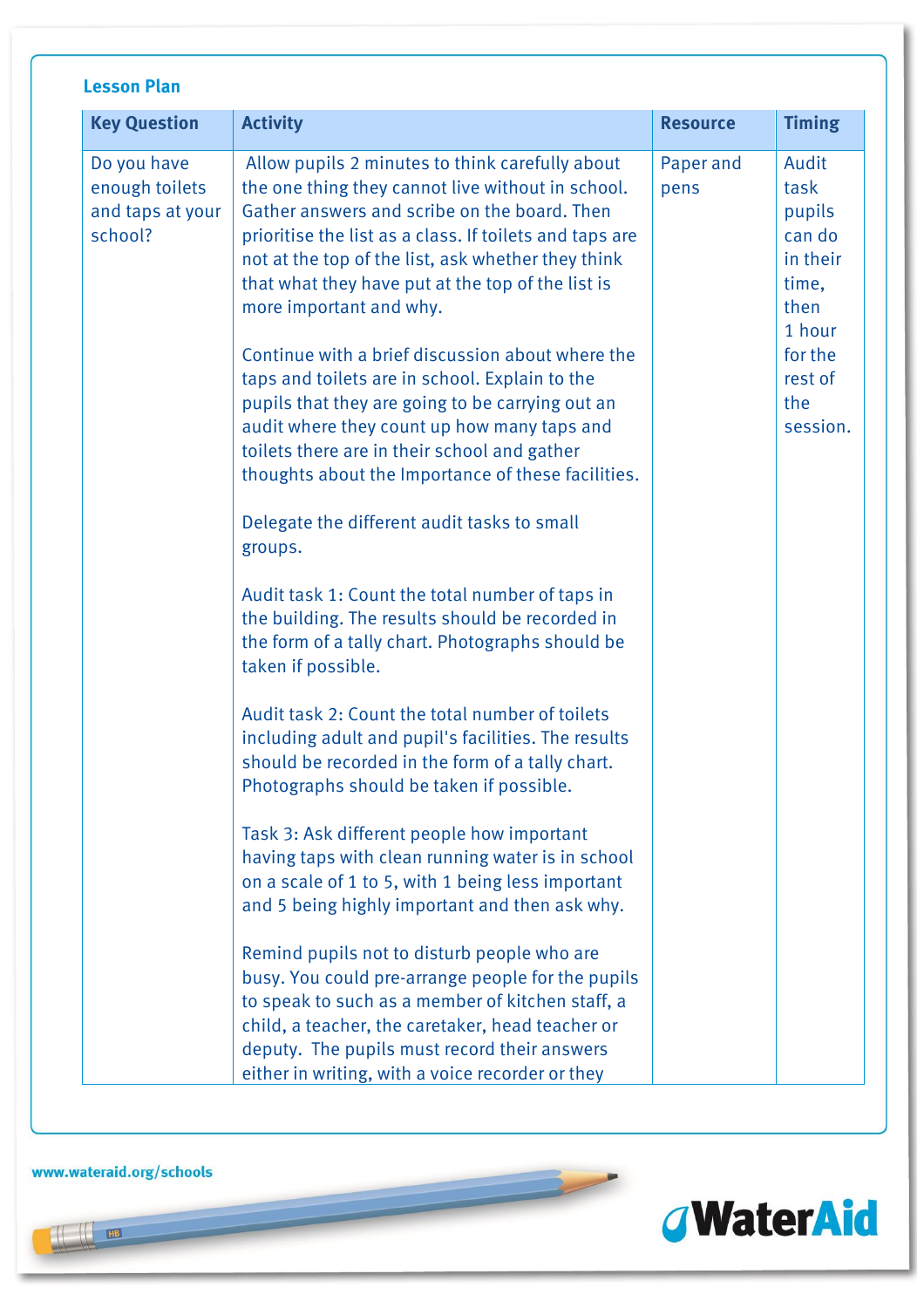### Lesson Plan

| Key Question | Activity | Resource | Timing |
|---|---|---|---|
| Do you have enough toilets and taps at your school? | Allow pupils 2 minutes to think carefully about the one thing they cannot live without in school. Gather answers and scribe on the board. Then prioritise the list as a class. If toilets and taps are not at the top of the list, ask whether they think that what they have put at the top of the list is more important and why.<br><br>Continue with a brief discussion about where the taps and toilets are in school. Explain to the pupils that they are going to be carrying out an audit where they count up how many taps and toilets there are in their school and gather thoughts about the Importance of these facilities.<br><br>Delegate the different audit tasks to small groups.<br><br>Audit task 1: Count the total number of taps in the building. The results should be recorded in the form of a tally chart. Photographs should be taken if possible.<br><br>Audit task 2: Count the total number of toilets including adult and pupil's facilities. The results should be recorded in the form of a tally chart. Photographs should be taken if possible.<br><br>Task 3: Ask different people how important having taps with clean running water is in school on a scale of 1 to 5, with 1 being less important and 5 being highly important and then ask why.<br><br>Remind pupils not to disturb people who are busy. You could pre-arrange people for the pupils to speak to such as a member of kitchen staff, a child, a teacher, the caretaker, head teacher or deputy. The pupils must record their answers either in writing, with a voice recorder or they | Paper and pens | Audit task pupils can do in their time, then 1 hour for the rest of the session. |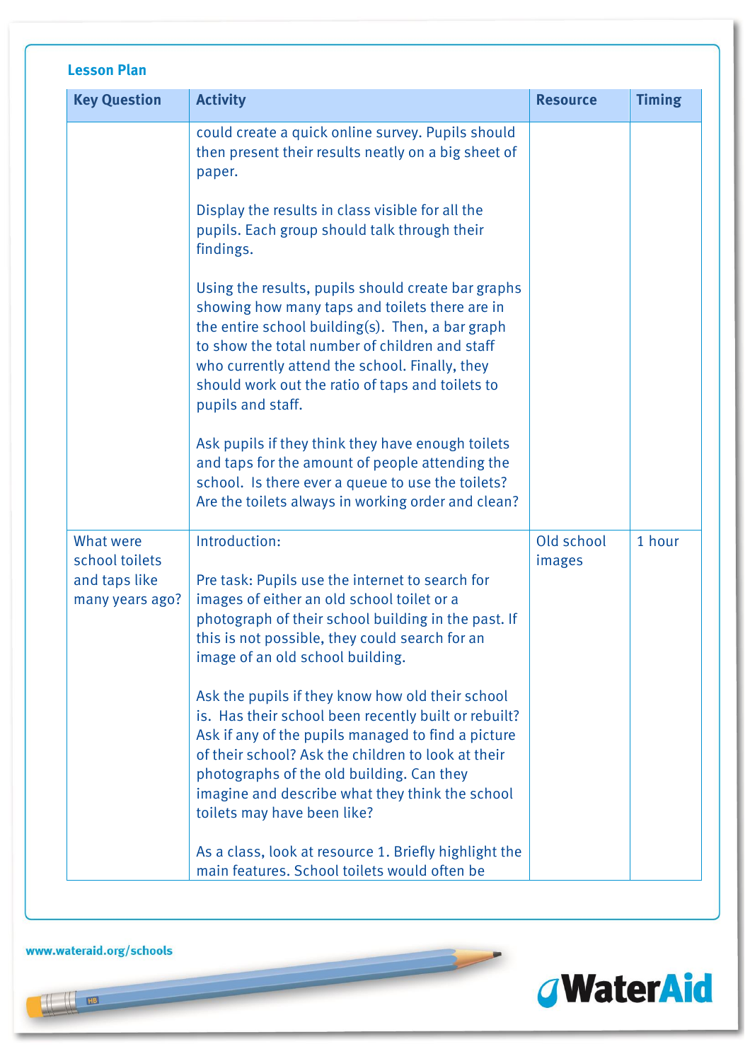## Lesson Plan

| Key Question | Activity | Resource | Timing |
|---|---|---|---|
| | could create a quick online survey. Pupils should then present their results neatly on a big sheet of paper.<br><br>Display the results in class visible for all the pupils. Each group should talk through their findings.<br><br>Using the results, pupils should create bar graphs showing how many taps and toilets there are in the entire school building(s). Then, a bar graph to show the total number of children and staff who currently attend the school. Finally, they should work out the ratio of taps and toilets to pupils and staff.<br><br>Ask pupils if they think they have enough toilets and taps for the amount of people attending the school. Is there ever a queue to use the toilets? Are the toilets always in working order and clean? | | |
| What were school toilets and taps like many years ago? | Introduction:<br><br>Pre task: Pupils use the internet to search for images of either an old school toilet or a photograph of their school building in the past. If this is not possible, they could search for an image of an old school building.<br><br>Ask the pupils if they know how old their school is. Has their school been recently built or rebuilt? Ask if any of the pupils managed to find a picture of their school? Ask the children to look at their photographs of the old building. Can they imagine and describe what they think the school toilets may have been like?<br><br>As a class, look at resource 1. Briefly highlight the main features. School toilets would often be | Old school images | 1 hour |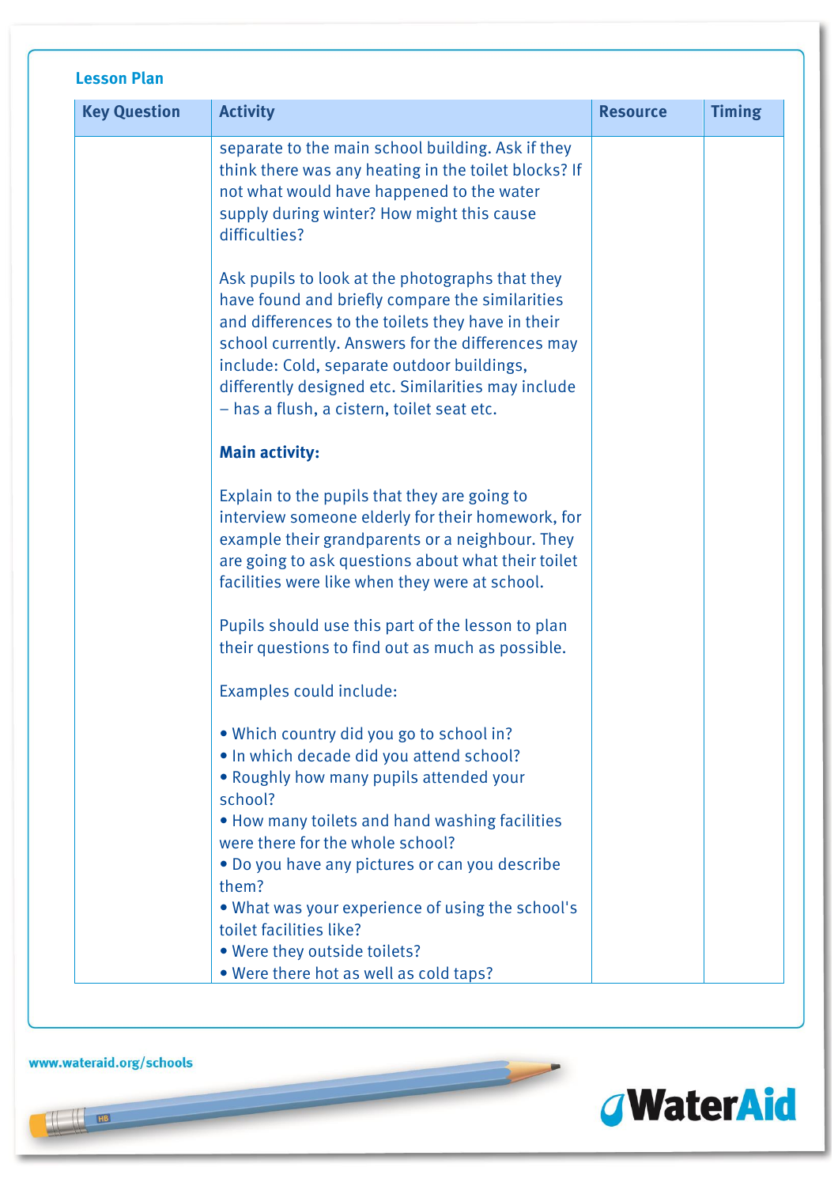**Lesson Plan**

| Key Question | Activity | Resource | Timing |
|---|---|---|---|
| | separate to the main school building. Ask if they think there was any heating in the toilet blocks? If not what would have happened to the water supply during winter? How might this cause difficulties?<br><br>Ask pupils to look at the photographs that they have found and briefly compare the similarities and differences to the toilets they have in their school currently. Answers for the differences may include: Cold, separate outdoor buildings, differently designed etc. Similarities may include – has a flush, a cistern, toilet seat etc.<br><br>**Main activity:**<br><br>Explain to the pupils that they are going to interview someone elderly for their homework, for example their grandparents or a neighbour. They are going to ask questions about what their toilet facilities were like when they were at school.<br><br>Pupils should use this part of the lesson to plan their questions to find out as much as possible.<br><br>Examples could include:<br><br>• Which country did you go to school in?<br>• In which decade did you attend school?<br>• Roughly how many pupils attended your school?<br>• How many toilets and hand washing facilities were there for the whole school?<br>• Do you have any pictures or can you describe them?<br>• What was your experience of using the school's toilet facilities like?<br>• Were they outside toilets?<br>• Were there hot as well as cold taps? | | |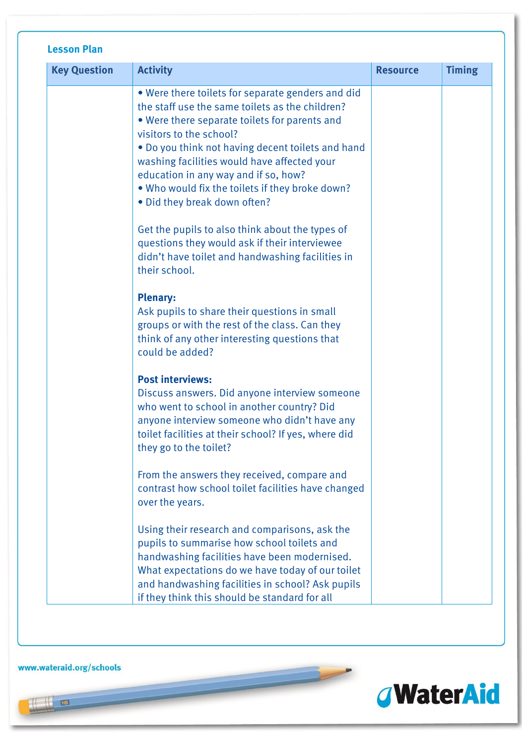**Lesson Plan**

| Key Question | Activity | Resource | Timing |
|---|---|---|---|
| | • Were there toilets for separate genders and did the staff use the same toilets as the children?<br>• Were there separate toilets for parents and visitors to the school?<br>• Do you think not having decent toilets and hand washing facilities would have affected your education in any way and if so, how?<br>• Who would fix the toilets if they broke down?<br>• Did they break down often?<br><br>Get the pupils to also think about the types of questions they would ask if their interviewee didn't have toilet and handwashing facilities in their school.<br><br>**Plenary:**<br>Ask pupils to share their questions in small groups or with the rest of the class. Can they think of any other interesting questions that could be added?<br><br>**Post interviews:**<br>Discuss answers. Did anyone interview someone who went to school in another country? Did anyone interview someone who didn't have any toilet facilities at their school? If yes, where did they go to the toilet?<br><br>From the answers they received, compare and contrast how school toilet facilities have changed over the years.<br><br>Using their research and comparisons, ask the pupils to summarise how school toilets and handwashing facilities have been modernised. What expectations do we have today of our toilet and handwashing facilities in school? Ask pupils if they think this should be standard for all | | |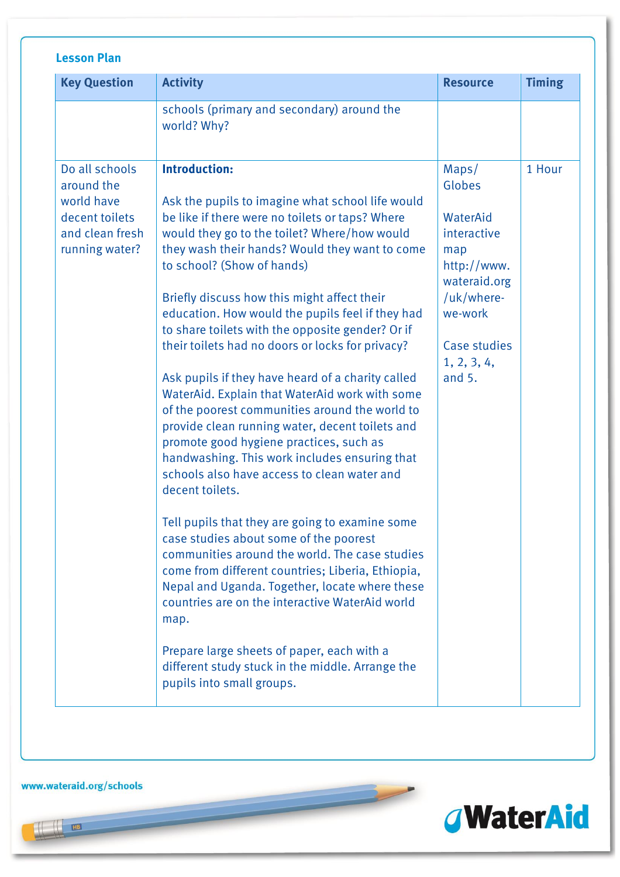## Lesson Plan

| Key Question | Activity | Resource | Timing |
|---|---|---|---|
| | schools (primary and secondary) around the world? Why? | | |
| Do all schools around the world have decent toilets and clean fresh running water? | **Introduction:**<br><br>Ask the pupils to imagine what school life would be like if there were no toilets or taps? Where would they go to the toilet? Where/how would they wash their hands? Would they want to come to school? (Show of hands)<br><br>Briefly discuss how this might affect their education. How would the pupils feel if they had to share toilets with the opposite gender? Or if their toilets had no doors or locks for privacy?<br><br>Ask pupils if they have heard of a charity called WaterAid. Explain that WaterAid work with some of the poorest communities around the world to provide clean running water, decent toilets and promote good hygiene practices, such as handwashing. This work includes ensuring that schools also have access to clean water and decent toilets.<br><br>Tell pupils that they are going to examine some case studies about some of the poorest communities around the world. The case studies come from different countries; Liberia, Ethiopia, Nepal and Uganda. Together, locate where these countries are on the interactive WaterAid world map.<br><br>Prepare large sheets of paper, each with a different study stuck in the middle. Arrange the pupils into small groups. | Maps/ Globes<br><br>WaterAid interactive map http://www.wateraid.org/uk/where-we-work<br><br>Case studies 1, 2, 3, 4, and 5. | 1 Hour |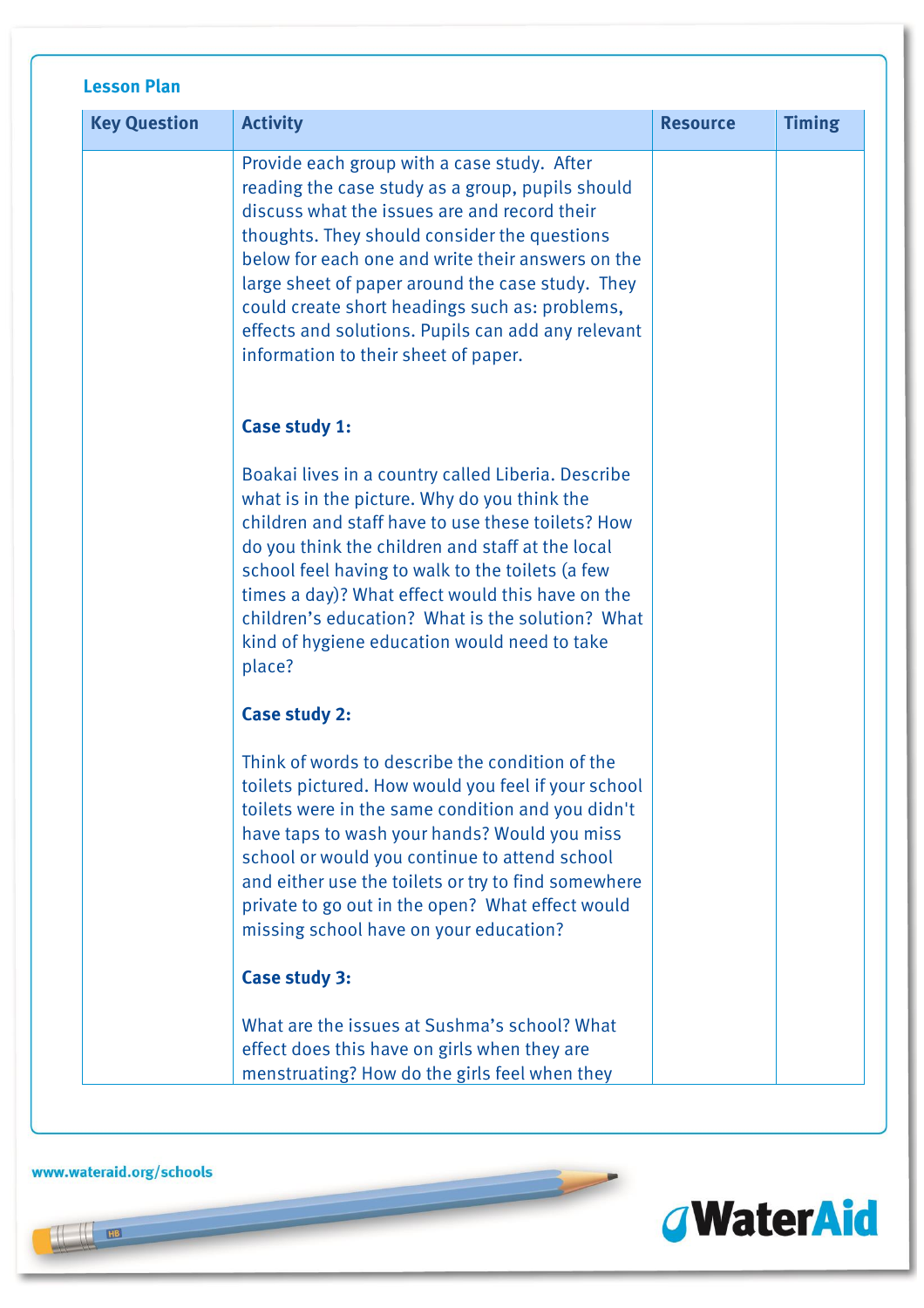**Lesson Plan**

| Key Question | Activity | Resource | Timing |
|---|---|---|---|
| | Provide each group with a case study. After reading the case study as a group, pupils should discuss what the issues are and record their thoughts. They should consider the questions below for each one and write their answers on the large sheet of paper around the case study. They could create short headings such as: problems, effects and solutions. Pupils can add any relevant information to their sheet of paper.<br><br>**Case study 1:**<br><br>Boakai lives in a country called Liberia. Describe what is in the picture. Why do you think the children and staff have to use these toilets? How do you think the children and staff at the local school feel having to walk to the toilets (a few times a day)? What effect would this have on the children's education? What is the solution? What kind of hygiene education would need to take place?<br><br>**Case study 2:**<br><br>Think of words to describe the condition of the toilets pictured. How would you feel if your school toilets were in the same condition and you didn't have taps to wash your hands? Would you miss school or would you continue to attend school and either use the toilets or try to find somewhere private to go out in the open? What effect would missing school have on your education?<br><br>**Case study 3:**<br><br>What are the issues at Sushma's school? What effect does this have on girls when they are menstruating? How do the girls feel when they | | |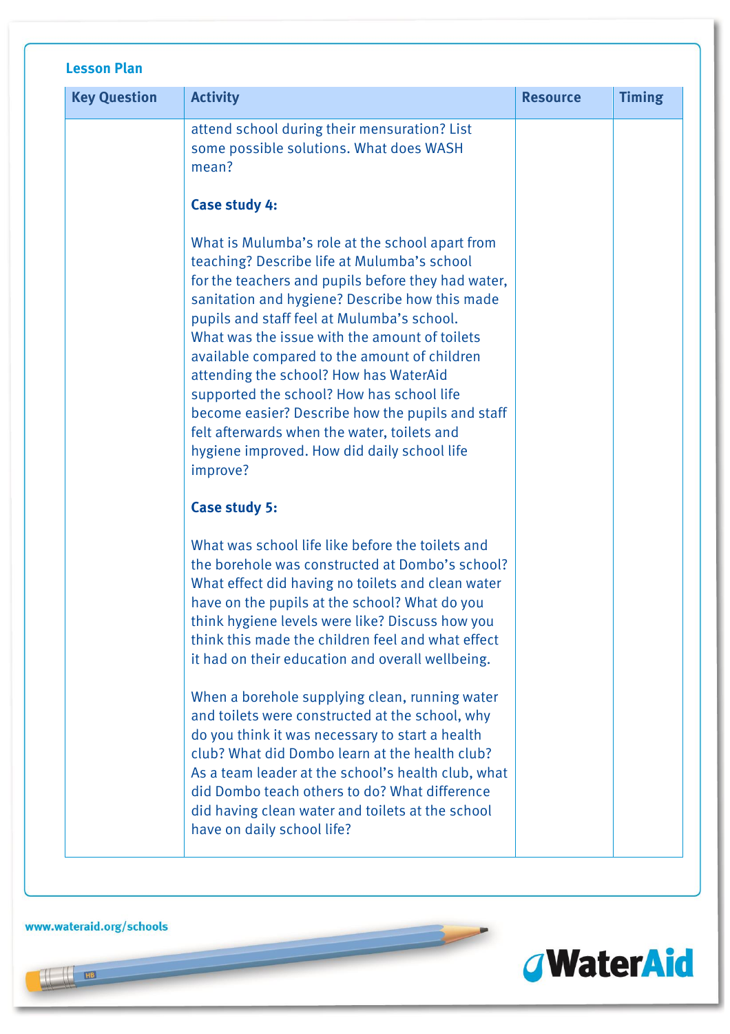**Lesson Plan**

| Key Question | Activity | Resource | Timing |
| --- | --- | --- | --- |
| | attend school during their mensuration? List some possible solutions. What does WASH mean?<br><br>**Case study 4:**<br><br>What is Mulumba's role at the school apart from teaching? Describe life at Mulumba's school for the teachers and pupils before they had water, sanitation and hygiene? Describe how this made pupils and staff feel at Mulumba's school. What was the issue with the amount of toilets available compared to the amount of children attending the school? How has WaterAid supported the school? How has school life become easier? Describe how the pupils and staff felt afterwards when the water, toilets and hygiene improved. How did daily school life improve?<br><br>**Case study 5:**<br><br>What was school life like before the toilets and the borehole was constructed at Dombo's school? What effect did having no toilets and clean water have on the pupils at the school? What do you think hygiene levels were like? Discuss how you think this made the children feel and what effect it had on their education and overall wellbeing.<br><br>When a borehole supplying clean, running water and toilets were constructed at the school, why do you think it was necessary to start a health club? What did Dombo learn at the health club? As a team leader at the school's health club, what did Dombo teach others to do? What difference did having clean water and toilets at the school have on daily school life? | | |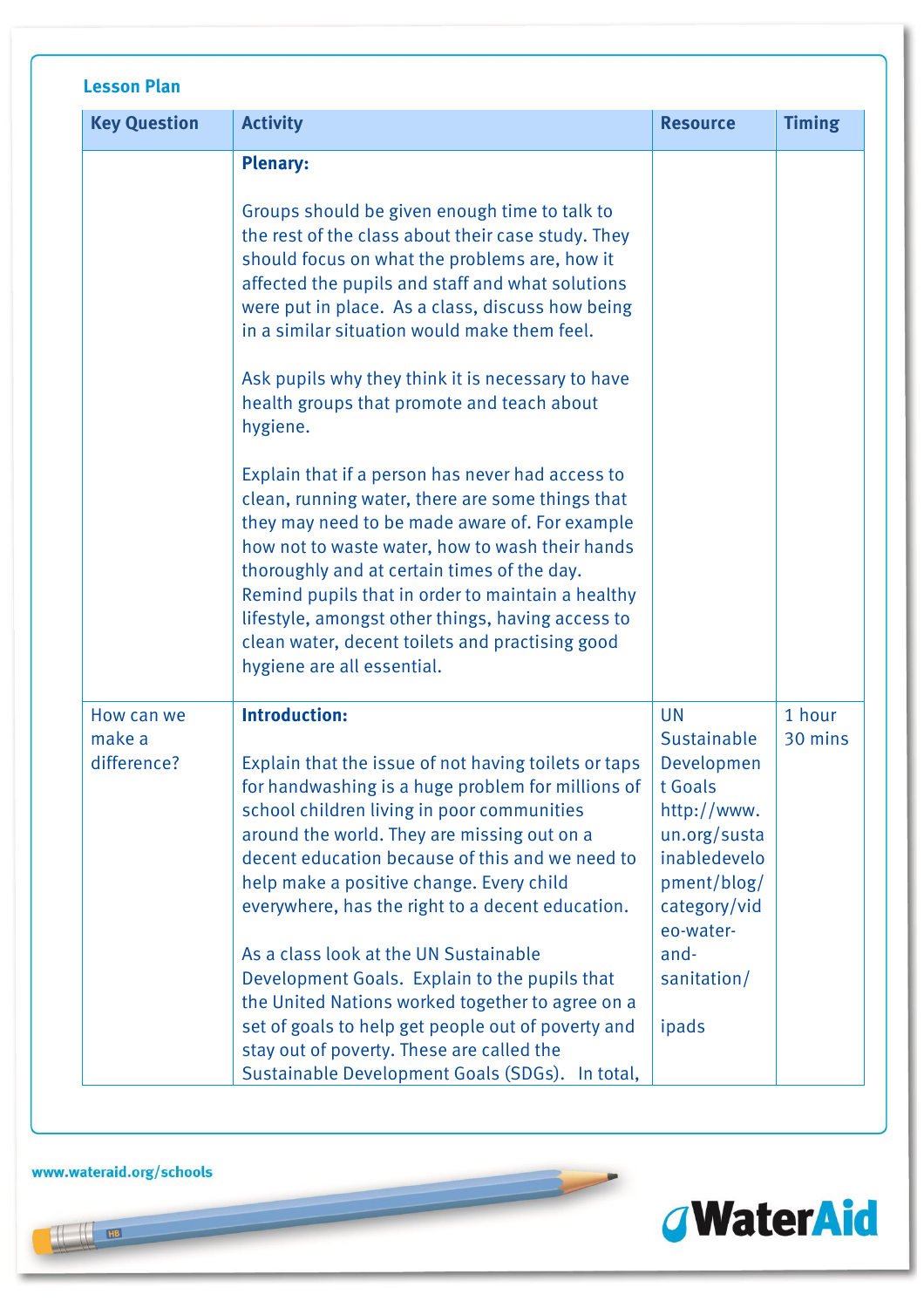## Lesson Plan

| Key Question | Activity | Resource | Timing |
|---|---|---|---|
| | **Plenary:**<br><br>Groups should be given enough time to talk to the rest of the class about their case study. They should focus on what the problems are, how it affected the pupils and staff and what solutions were put in place. As a class, discuss how being in a similar situation would make them feel.<br><br>Ask pupils why they think it is necessary to have health groups that promote and teach about hygiene.<br><br>Explain that if a person has never had access to clean, running water, there are some things that they may need to be made aware of. For example how not to waste water, how to wash their hands thoroughly and at certain times of the day. Remind pupils that in order to maintain a healthy lifestyle, amongst other things, having access to clean water, decent toilets and practising good hygiene are all essential. | | |
| How can we make a difference? | **Introduction:**<br><br>Explain that the issue of not having toilets or taps for handwashing is a huge problem for millions of school children living in poor communities around the world. They are missing out on a decent education because of this and we need to help make a positive change. Every child everywhere, has the right to a decent education.<br><br>As a class look at the UN Sustainable Development Goals. Explain to the pupils that the United Nations worked together to agree on a set of goals to help get people out of poverty and stay out of poverty. These are called the Sustainable Development Goals (SDGs). In total, | UN Sustainable Development Goals http://www.un.org/sustainabledevelopment/blog/category/video-water-and-sanitation/<br><br>ipads | 1 hour 30 mins |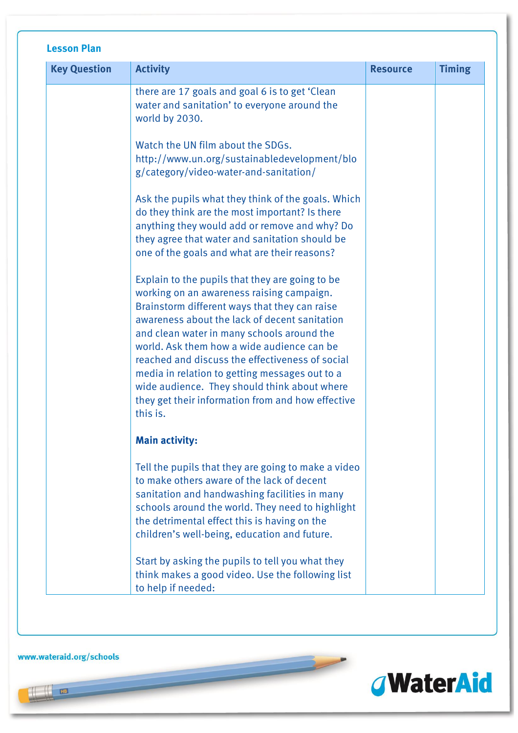**Lesson Plan**

| Key Question | Activity | Resource | Timing |
|---|---|---|---|
| | there are 17 goals and goal 6 is to get 'Clean water and sanitation' to everyone around the world by 2030.<br><br>Watch the UN film about the SDGs. http://www.un.org/sustainabledevelopment/blog/category/video-water-and-sanitation/<br><br>Ask the pupils what they think of the goals. Which do they think are the most important? Is there anything they would add or remove and why? Do they agree that water and sanitation should be one of the goals and what are their reasons?<br><br>Explain to the pupils that they are going to be working on an awareness raising campaign. Brainstorm different ways that they can raise awareness about the lack of decent sanitation and clean water in many schools around the world. Ask them how a wide audience can be reached and discuss the effectiveness of social media in relation to getting messages out to a wide audience. They should think about where they get their information from and how effective this is.<br><br>**Main activity:**<br><br>Tell the pupils that they are going to make a video to make others aware of the lack of decent sanitation and handwashing facilities in many schools around the world. They need to highlight the detrimental effect this is having on the children's well-being, education and future.<br><br>Start by asking the pupils to tell you what they think makes a good video. Use the following list to help if needed: | | |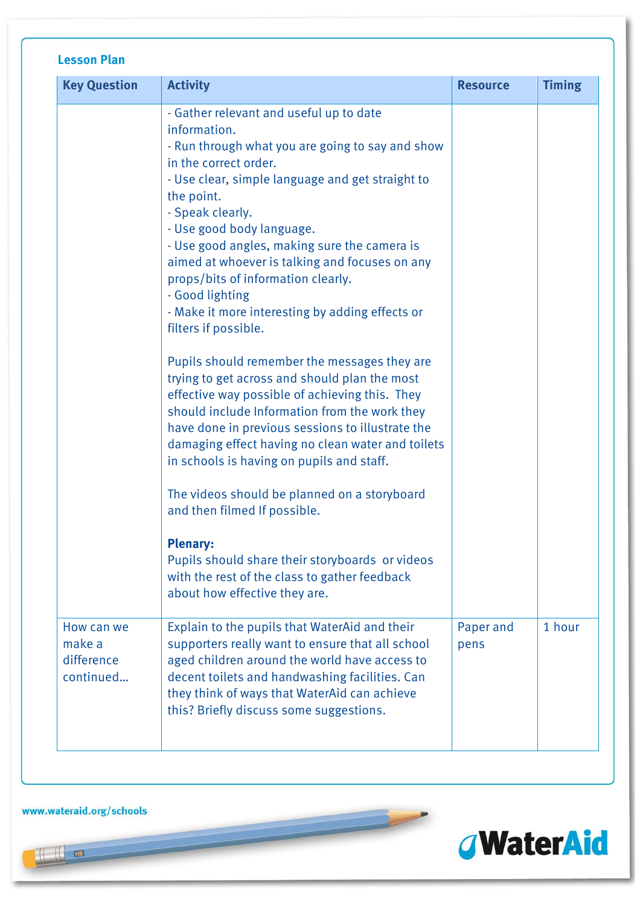### Lesson Plan

| Key Question | Activity | Resource | Timing |
|---|---|---|---|
| | - Gather relevant and useful up to date information.<br>- Run through what you are going to say and show in the correct order.<br>- Use clear, simple language and get straight to the point.<br>- Speak clearly.<br>- Use good body language.<br>- Use good angles, making sure the camera is aimed at whoever is talking and focuses on any props/bits of information clearly.<br>- Good lighting<br>- Make it more interesting by adding effects or filters if possible.<br><br>Pupils should remember the messages they are trying to get across and should plan the most effective way possible of achieving this. They should include Information from the work they have done in previous sessions to illustrate the damaging effect having no clean water and toilets in schools is having on pupils and staff.<br><br>The videos should be planned on a storyboard and then filmed If possible.<br><br>**Plenary:**<br>Pupils should share their storyboards or videos with the rest of the class to gather feedback about how effective they are. | | |
| How can we make a difference continued... | Explain to the pupils that WaterAid and their supporters really want to ensure that all school aged children around the world have access to decent toilets and handwashing facilities. Can they think of ways that WaterAid can achieve this? Briefly discuss some suggestions. | Paper and pens | 1 hour |

www.wateraid.org/schools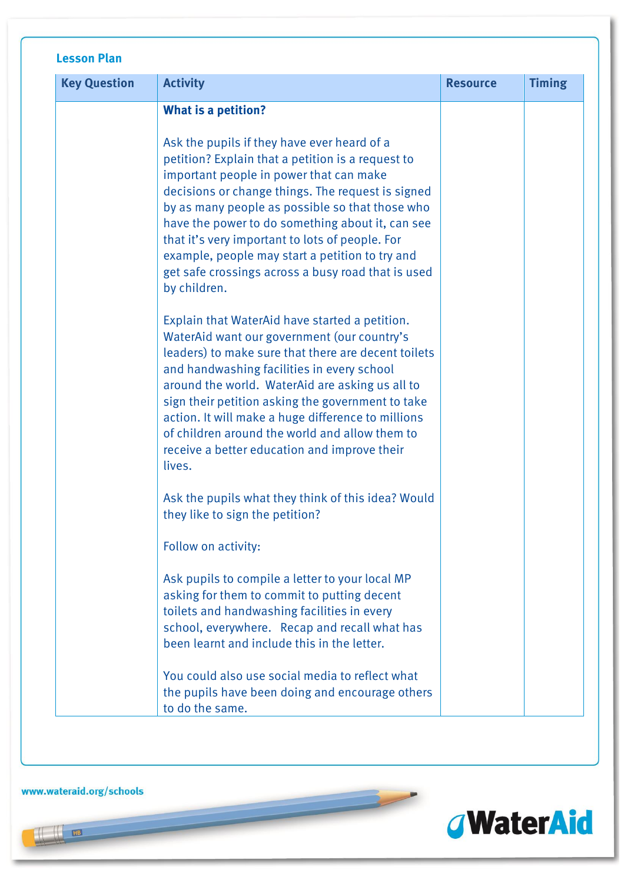## Lesson Plan

| Key Question | Activity | Resource | Timing |
|---|---|---|---|
| | **What is a petition?**<br><br>Ask the pupils if they have ever heard of a petition? Explain that a petition is a request to important people in power that can make decisions or change things. The request is signed by as many people as possible so that those who have the power to do something about it, can see that it's very important to lots of people. For example, people may start a petition to try and get safe crossings across a busy road that is used by children.<br><br>Explain that WaterAid have started a petition. WaterAid want our government (our country's leaders) to make sure that there are decent toilets and handwashing facilities in every school around the world. WaterAid are asking us all to sign their petition asking the government to take action. It will make a huge difference to millions of children around the world and allow them to receive a better education and improve their lives.<br><br>Ask the pupils what they think of this idea? Would they like to sign the petition?<br><br>Follow on activity:<br><br>Ask pupils to compile a letter to your local MP asking for them to commit to putting decent toilets and handwashing facilities in every school, everywhere. Recap and recall what has been learnt and include this in the letter.<br><br>You could also use social media to reflect what the pupils have been doing and encourage others to do the same. | | |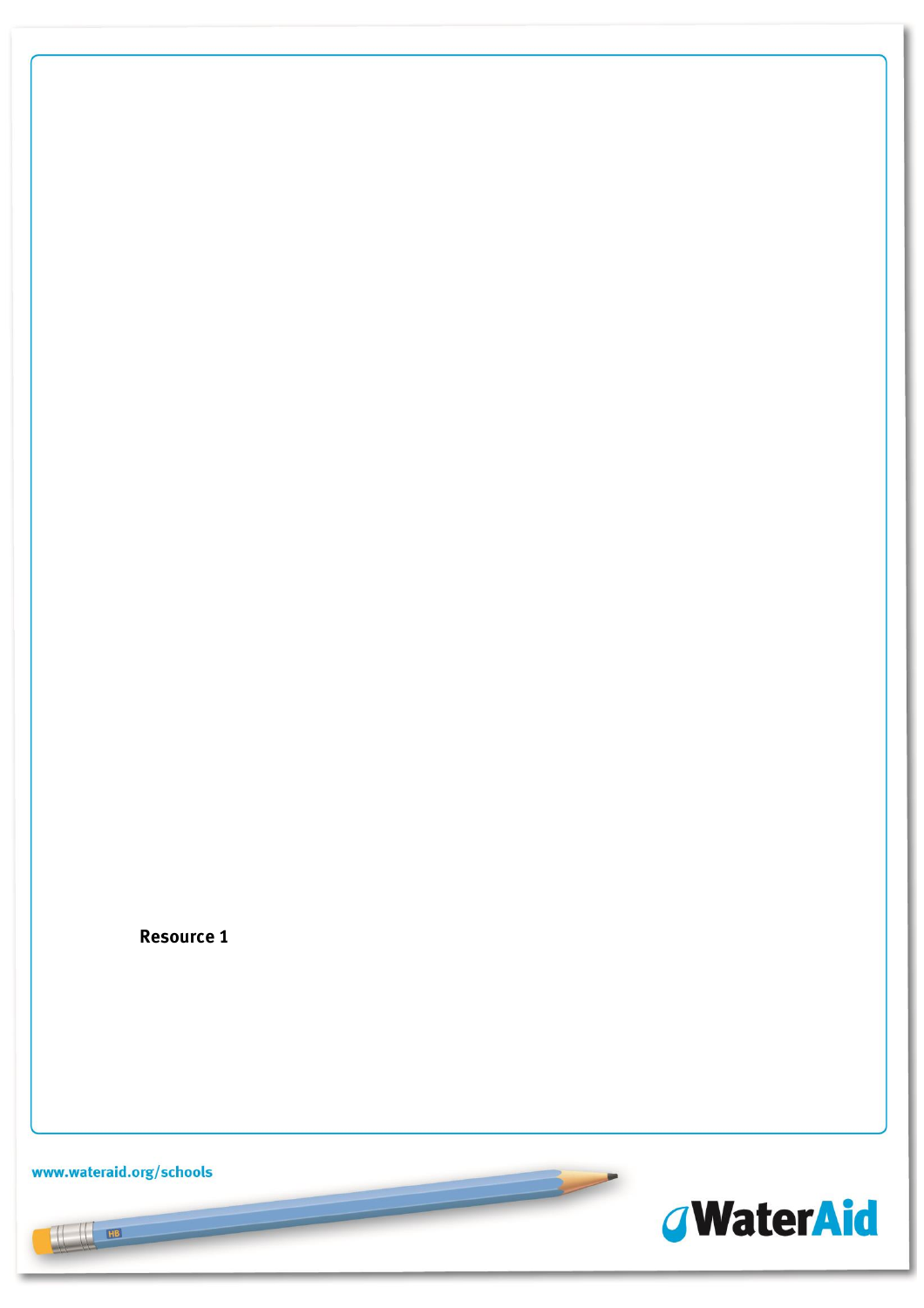**Resource 1**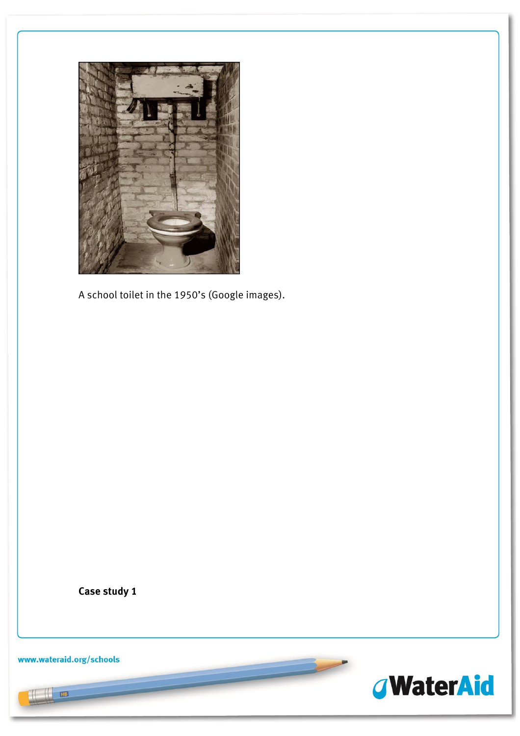A school toilet in the 1950's (Google images).

**Case study 1**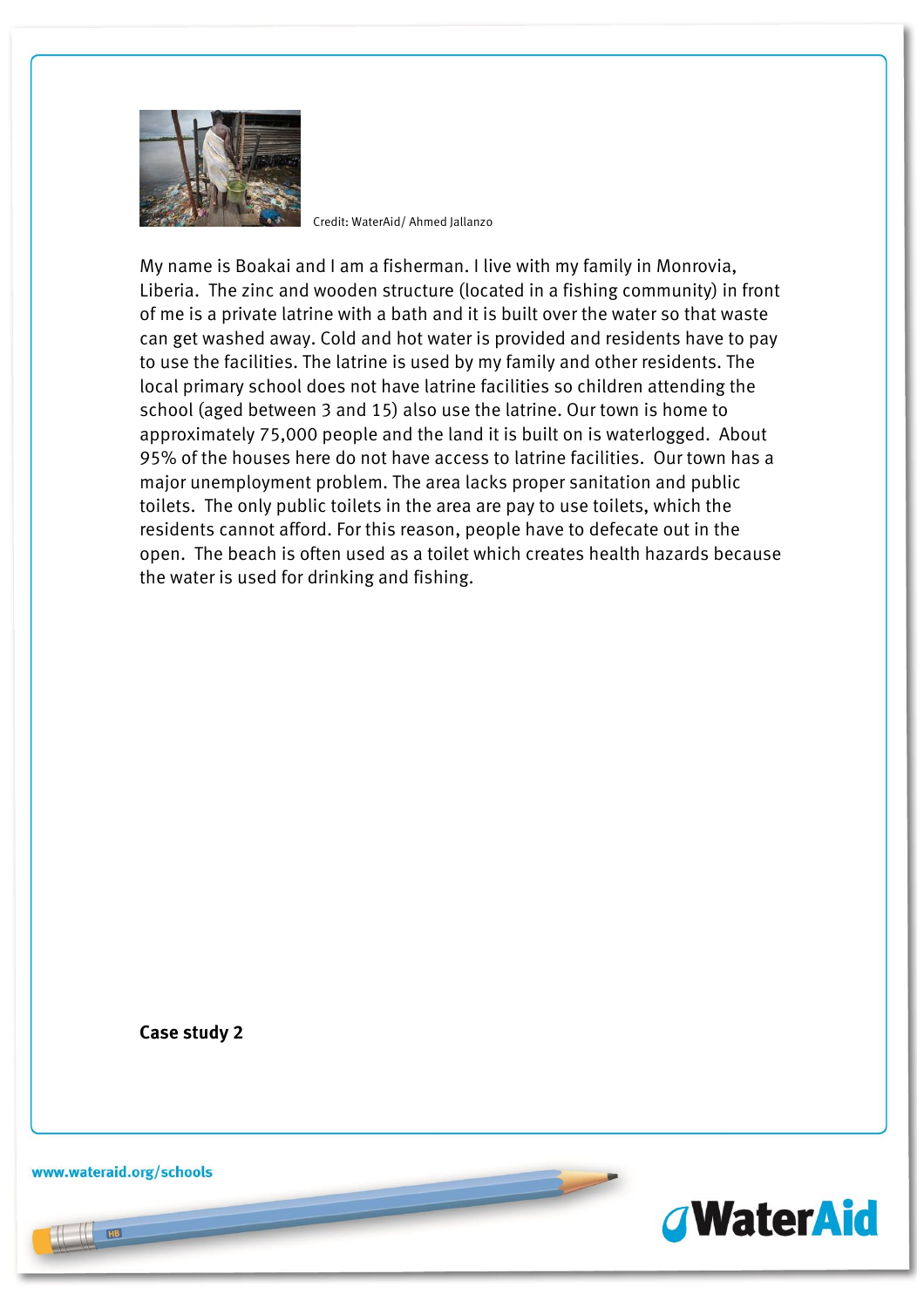Credit: WaterAid/ Ahmed Jallanzo

My name is Boakai and I am a fisherman. I live with my family in Monrovia, Liberia. The zinc and wooden structure (located in a fishing community) in front of me is a private latrine with a bath and it is built over the water so that waste can get washed away. Cold and hot water is provided and residents have to pay to use the facilities. The latrine is used by my family and other residents. The local primary school does not have latrine facilities so children attending the school (aged between 3 and 15) also use the latrine. Our town is home to approximately 75,000 people and the land it is built on is waterlogged. About 95% of the houses here do not have access to latrine facilities. Our town has a major unemployment problem. The area lacks proper sanitation and public toilets. The only public toilets in the area are pay to use toilets, which the residents cannot afford. For this reason, people have to defecate out in the open. The beach is often used as a toilet which creates health hazards because the water is used for drinking and fishing.

**Case study 2**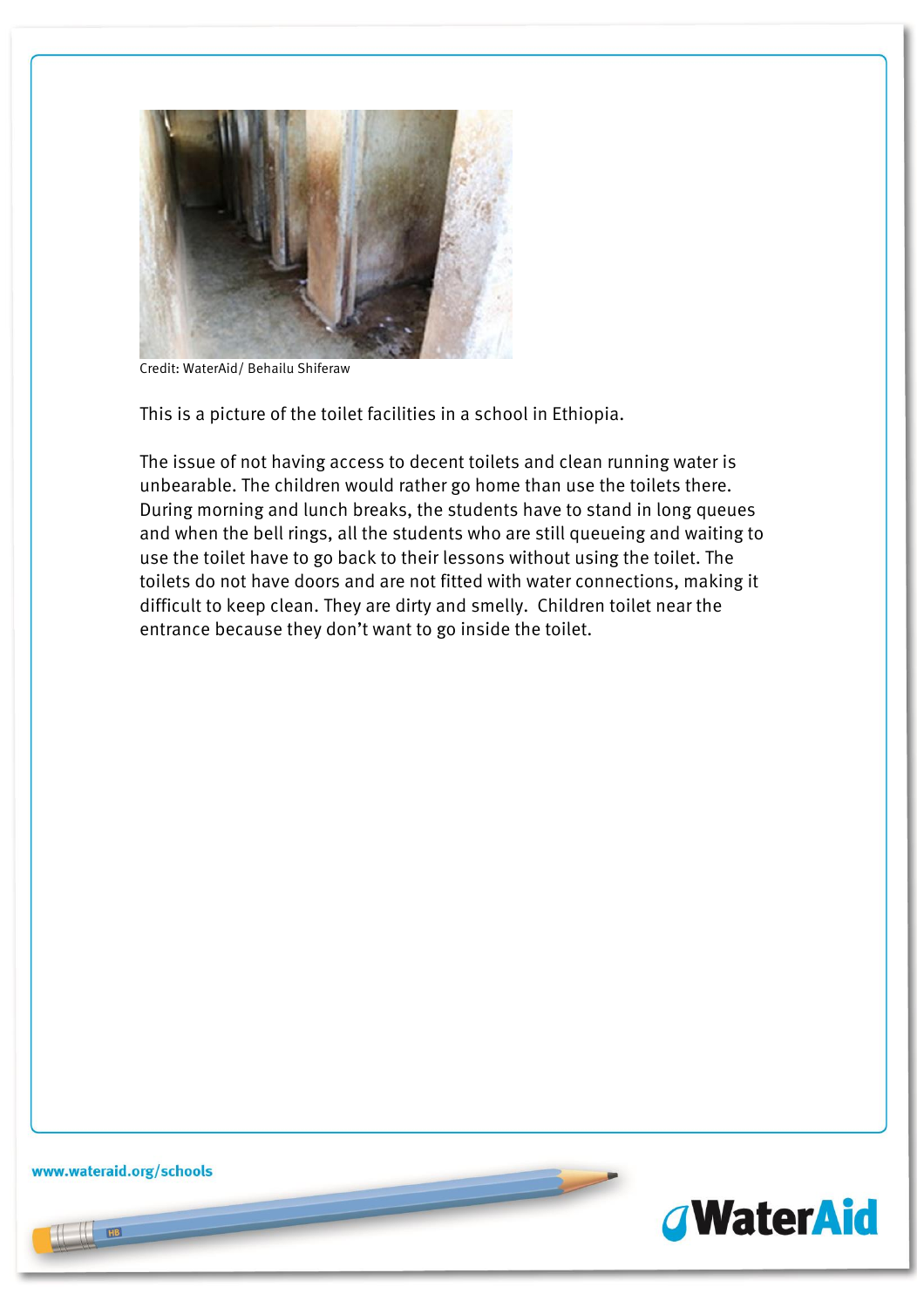Credit: WaterAid/ Behailu Shiferaw

This is a picture of the toilet facilities in a school in Ethiopia.

The issue of not having access to decent toilets and clean running water is unbearable. The children would rather go home than use the toilets there. During morning and lunch breaks, the students have to stand in long queues and when the bell rings, all the students who are still queueing and waiting to use the toilet have to go back to their lessons without using the toilet. The toilets do not have doors and are not fitted with water connections, making it difficult to keep clean. They are dirty and smelly. Children toilet near the entrance because they don't want to go inside the toilet.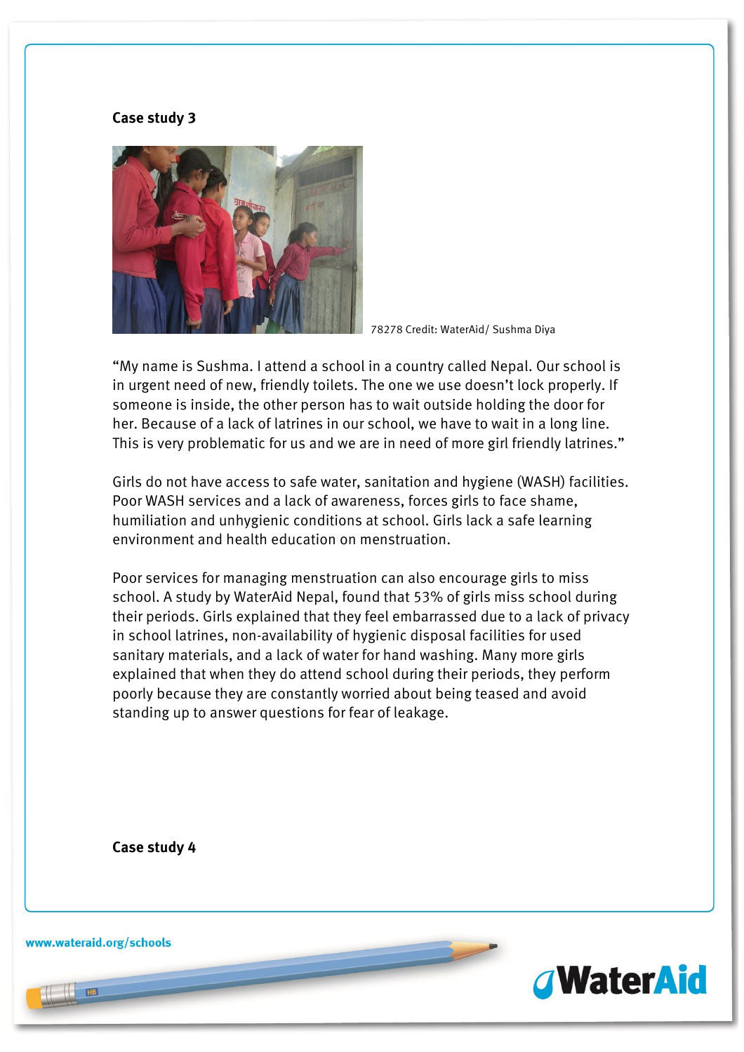**Case study 3**

78278 Credit: WaterAid/ Sushma Diya

“My name is Sushma. I attend a school in a country called Nepal. Our school is in urgent need of new, friendly toilets. The one we use doesn’t lock properly. If someone is inside, the other person has to wait outside holding the door for her. Because of a lack of latrines in our school, we have to wait in a long line. This is very problematic for us and we are in need of more girl friendly latrines.”

Girls do not have access to safe water, sanitation and hygiene (WASH) facilities. Poor WASH services and a lack of awareness, forces girls to face shame, humiliation and unhygienic conditions at school. Girls lack a safe learning environment and health education on menstruation.

Poor services for managing menstruation can also encourage girls to miss school. A study by WaterAid Nepal, found that 53% of girls miss school during their periods. Girls explained that they feel embarrassed due to a lack of privacy in school latrines, non-availability of hygienic disposal facilities for used sanitary materials, and a lack of water for hand washing. Many more girls explained that when they do attend school during their periods, they perform poorly because they are constantly worried about being teased and avoid standing up to answer questions for fear of leakage.

**Case study 4**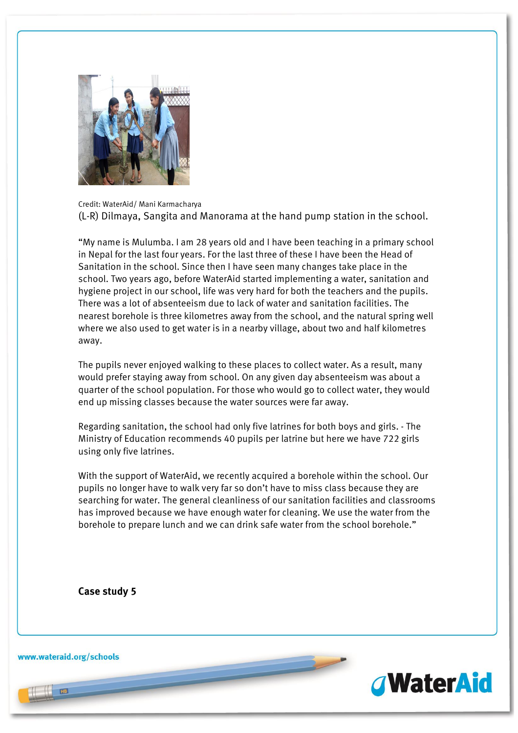Credit: WaterAid/ Mani Karmacharya

(L-R) Dilmaya, Sangita and Manorama at the hand pump station in the school.

"My name is Mulumba. I am 28 years old and I have been teaching in a primary school in Nepal for the last four years. For the last three of these I have been the Head of Sanitation in the school. Since then I have seen many changes take place in the school. Two years ago, before WaterAid started implementing a water, sanitation and hygiene project in our school, life was very hard for both the teachers and the pupils. There was a lot of absenteeism due to lack of water and sanitation facilities. The nearest borehole is three kilometres away from the school, and the natural spring well where we also used to get water is in a nearby village, about two and half kilometres away.

The pupils never enjoyed walking to these places to collect water. As a result, many would prefer staying away from school. On any given day absenteeism was about a quarter of the school population. For those who would go to collect water, they would end up missing classes because the water sources were far away.

Regarding sanitation, the school had only five latrines for both boys and girls. - The Ministry of Education recommends 40 pupils per latrine but here we have 722 girls using only five latrines.

With the support of WaterAid, we recently acquired a borehole within the school. Our pupils no longer have to walk very far so don't have to miss class because they are searching for water. The general cleanliness of our sanitation facilities and classrooms has improved because we have enough water for cleaning. We use the water from the borehole to prepare lunch and we can drink safe water from the school borehole."

**Case study 5**

www.wateraid.org/schools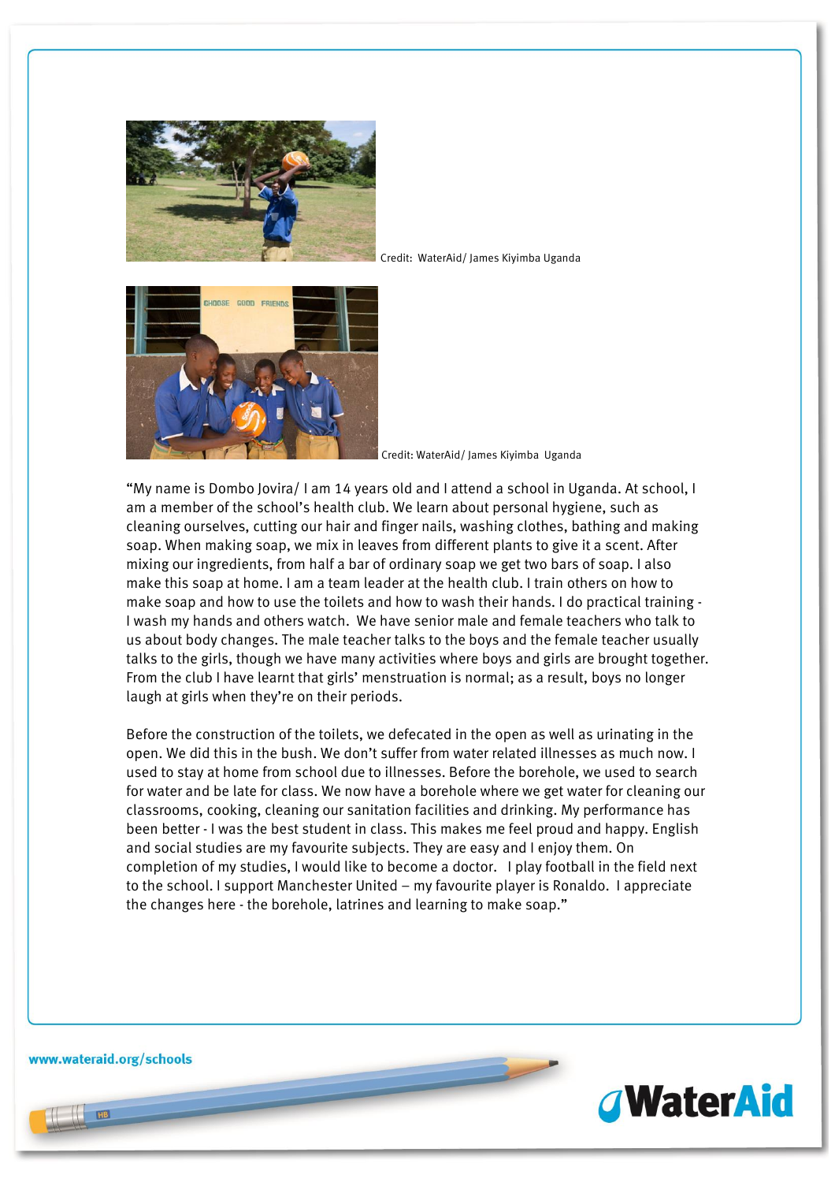Credit: WaterAid/ James Kiyimba Uganda

Credit: WaterAid/ James Kiyimba Uganda

"My name is Dombo Jovira/ I am 14 years old and I attend a school in Uganda. At school, I am a member of the school's health club. We learn about personal hygiene, such as cleaning ourselves, cutting our hair and finger nails, washing clothes, bathing and making soap. When making soap, we mix in leaves from different plants to give it a scent. After mixing our ingredients, from half a bar of ordinary soap we get two bars of soap. I also make this soap at home. I am a team leader at the health club. I train others on how to make soap and how to use the toilets and how to wash their hands. I do practical training - I wash my hands and others watch. We have senior male and female teachers who talk to us about body changes. The male teacher talks to the boys and the female teacher usually talks to the girls, though we have many activities where boys and girls are brought together. From the club I have learnt that girls' menstruation is normal; as a result, boys no longer laugh at girls when they're on their periods.

Before the construction of the toilets, we defecated in the open as well as urinating in the open. We did this in the bush. We don't suffer from water related illnesses as much now. I used to stay at home from school due to illnesses. Before the borehole, we used to search for water and be late for class. We now have a borehole where we get water for cleaning our classrooms, cooking, cleaning our sanitation facilities and drinking. My performance has been better - I was the best student in class. This makes me feel proud and happy. English and social studies are my favourite subjects. They are easy and I enjoy them. On completion of my studies, I would like to become a doctor. I play football in the field next to the school. I support Manchester United – my favourite player is Ronaldo. I appreciate the changes here - the borehole, latrines and learning to make soap."

www.wateraid.org/schools

WaterAid